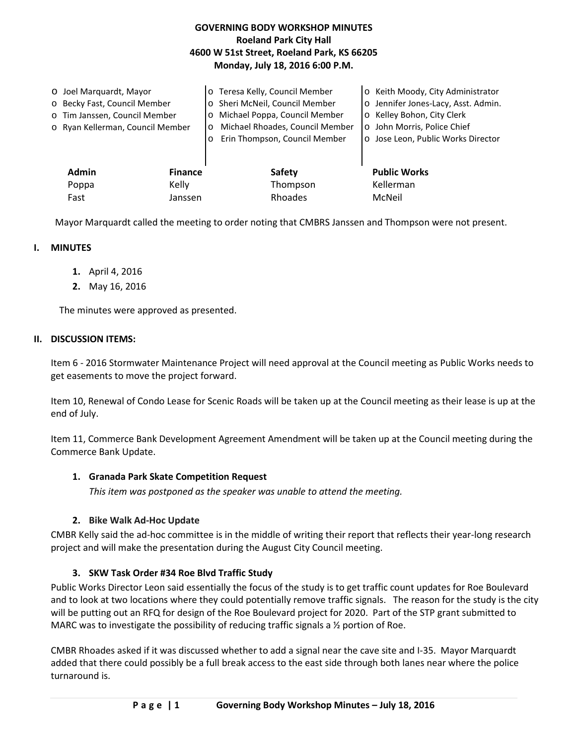# GOVERNING BODY WORKSHOP MINUTES
**Roeland Park City Hall**
**4600 W 51st Street, Roeland Park, KS 66205**
**Monday, July 18, 2016 6:00 P.M.**

- Joel Marquardt, Mayor
- Becky Fast, Council Member
- Tim Janssen, Council Member
- Ryan Kellerman, Council Member
- Teresa Kelly, Council Member
- Sheri McNeil, Council Member
- Michael Poppa, Council Member
- Michael Rhoades, Council Member
- Erin Thompson, Council Member
- Keith Moody, City Administrator
- Jennifer Jones-Lacy, Asst. Admin.
- Kelley Bohon, City Clerk
- John Morris, Police Chief
- Jose Leon, Public Works Director

| Admin | Finance | Safety | Public Works |
|---|---|---|---|
| Poppa | Kelly | Thompson | Kellerman |
| Fast | Janssen | Rhoades | McNeil |

Mayor Marquardt called the meeting to order noting that CMBRS Janssen and Thompson were not present.

## I. MINUTES

1. April 4, 2016
2. May 16, 2016

The minutes were approved as presented.

## II. DISCUSSION ITEMS:

Item 6 - 2016 Stormwater Maintenance Project will need approval at the Council meeting as Public Works needs to get easements to move the project forward.

Item 10, Renewal of Condo Lease for Scenic Roads will be taken up at the Council meeting as their lease is up at the end of July.

Item 11, Commerce Bank Development Agreement Amendment will be taken up at the Council meeting during the Commerce Bank Update.

### 1. Granada Park Skate Competition Request

*This item was postponed as the speaker was unable to attend the meeting.*

### 2. Bike Walk Ad-Hoc Update

CMBR Kelly said the ad-hoc committee is in the middle of writing their report that reflects their year-long research project and will make the presentation during the August City Council meeting.

### 3. SKW Task Order #34 Roe Blvd Traffic Study

Public Works Director Leon said essentially the focus of the study is to get traffic count updates for Roe Boulevard and to look at two locations where they could potentially remove traffic signals. The reason for the study is the city will be putting out an RFQ for design of the Roe Boulevard project for 2020. Part of the STP grant submitted to MARC was to investigate the possibility of reducing traffic signals a ½ portion of Roe.

CMBR Rhoades asked if it was discussed whether to add a signal near the cave site and I-35. Mayor Marquardt added that there could possibly be a full break access to the east side through both lanes near where the police turnaround is.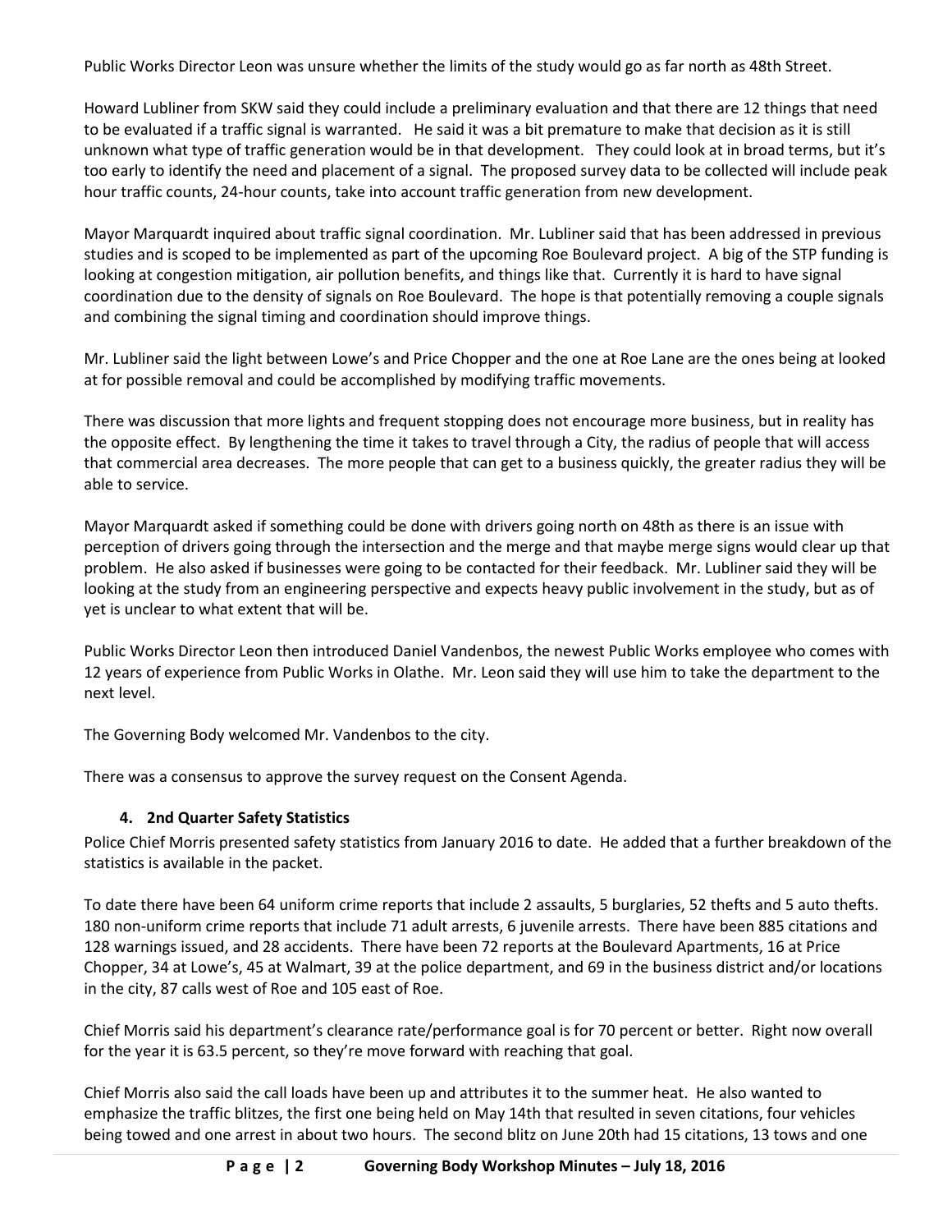Public Works Director Leon was unsure whether the limits of the study would go as far north as 48th Street.

Howard Lubliner from SKW said they could include a preliminary evaluation and that there are 12 things that need to be evaluated if a traffic signal is warranted. He said it was a bit premature to make that decision as it is still unknown what type of traffic generation would be in that development. They could look at in broad terms, but it's too early to identify the need and placement of a signal. The proposed survey data to be collected will include peak hour traffic counts, 24-hour counts, take into account traffic generation from new development.

Mayor Marquardt inquired about traffic signal coordination. Mr. Lubliner said that has been addressed in previous studies and is scoped to be implemented as part of the upcoming Roe Boulevard project. A big of the STP funding is looking at congestion mitigation, air pollution benefits, and things like that. Currently it is hard to have signal coordination due to the density of signals on Roe Boulevard. The hope is that potentially removing a couple signals and combining the signal timing and coordination should improve things.

Mr. Lubliner said the light between Lowe's and Price Chopper and the one at Roe Lane are the ones being at looked at for possible removal and could be accomplished by modifying traffic movements.

There was discussion that more lights and frequent stopping does not encourage more business, but in reality has the opposite effect. By lengthening the time it takes to travel through a City, the radius of people that will access that commercial area decreases. The more people that can get to a business quickly, the greater radius they will be able to service.

Mayor Marquardt asked if something could be done with drivers going north on 48th as there is an issue with perception of drivers going through the intersection and the merge and that maybe merge signs would clear up that problem. He also asked if businesses were going to be contacted for their feedback. Mr. Lubliner said they will be looking at the study from an engineering perspective and expects heavy public involvement in the study, but as of yet is unclear to what extent that will be.

Public Works Director Leon then introduced Daniel Vandenbos, the newest Public Works employee who comes with 12 years of experience from Public Works in Olathe. Mr. Leon said they will use him to take the department to the next level.

The Governing Body welcomed Mr. Vandenbos to the city.

There was a consensus to approve the survey request on the Consent Agenda.

**4. 2nd Quarter Safety Statistics**

Police Chief Morris presented safety statistics from January 2016 to date. He added that a further breakdown of the statistics is available in the packet.

To date there have been 64 uniform crime reports that include 2 assaults, 5 burglaries, 52 thefts and 5 auto thefts. 180 non-uniform crime reports that include 71 adult arrests, 6 juvenile arrests. There have been 885 citations and 128 warnings issued, and 28 accidents. There have been 72 reports at the Boulevard Apartments, 16 at Price Chopper, 34 at Lowe's, 45 at Walmart, 39 at the police department, and 69 in the business district and/or locations in the city, 87 calls west of Roe and 105 east of Roe.

Chief Morris said his department's clearance rate/performance goal is for 70 percent or better. Right now overall for the year it is 63.5 percent, so they're move forward with reaching that goal.

Chief Morris also said the call loads have been up and attributes it to the summer heat. He also wanted to emphasize the traffic blitzes, the first one being held on May 14th that resulted in seven citations, four vehicles being towed and one arrest in about two hours. The second blitz on June 20th had 15 citations, 13 tows and one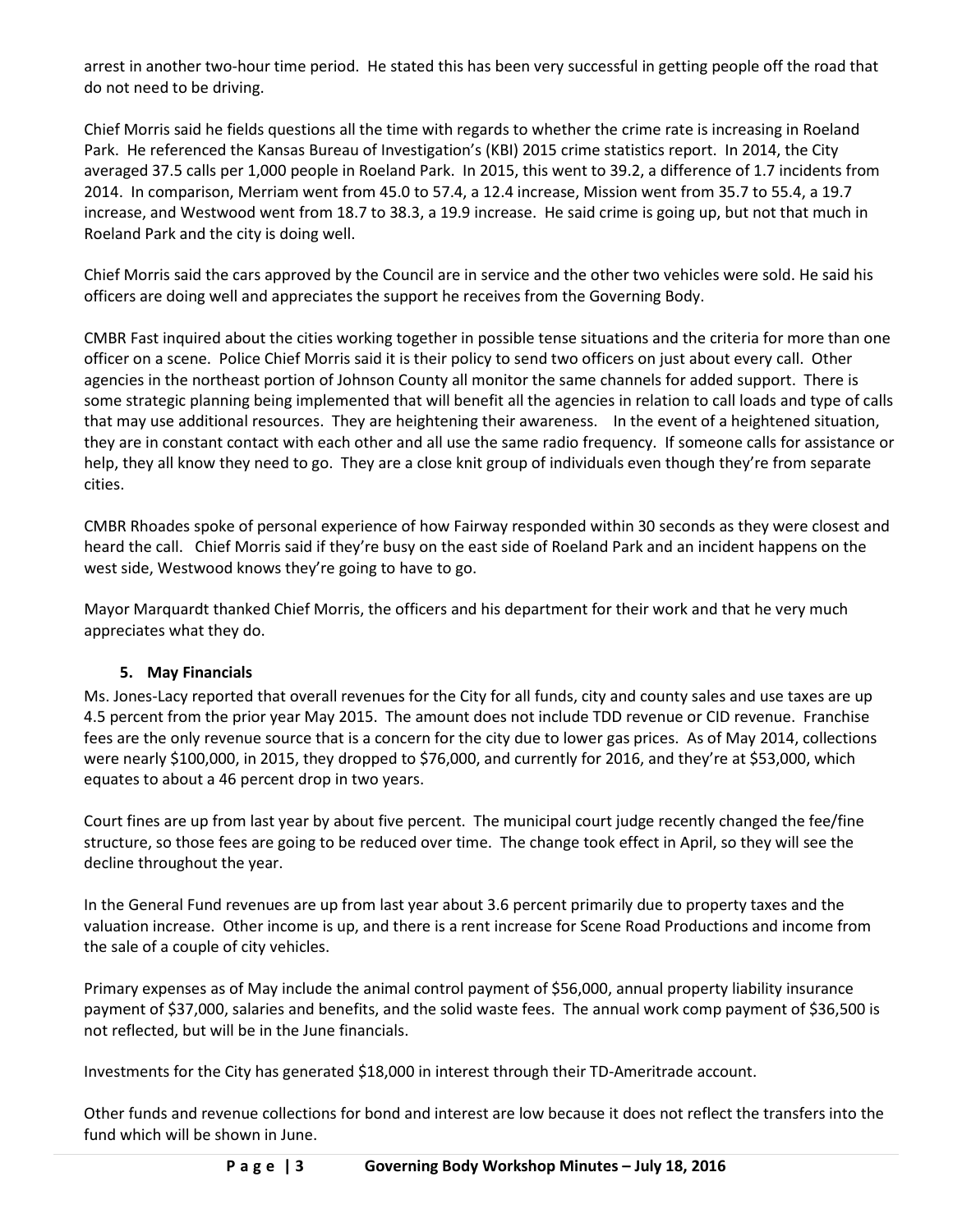arrest in another two-hour time period. He stated this has been very successful in getting people off the road that do not need to be driving.

Chief Morris said he fields questions all the time with regards to whether the crime rate is increasing in Roeland Park. He referenced the Kansas Bureau of Investigation's (KBI) 2015 crime statistics report. In 2014, the City averaged 37.5 calls per 1,000 people in Roeland Park. In 2015, this went to 39.2, a difference of 1.7 incidents from 2014. In comparison, Merriam went from 45.0 to 57.4, a 12.4 increase, Mission went from 35.7 to 55.4, a 19.7 increase, and Westwood went from 18.7 to 38.3, a 19.9 increase. He said crime is going up, but not that much in Roeland Park and the city is doing well.

Chief Morris said the cars approved by the Council are in service and the other two vehicles were sold. He said his officers are doing well and appreciates the support he receives from the Governing Body.

CMBR Fast inquired about the cities working together in possible tense situations and the criteria for more than one officer on a scene. Police Chief Morris said it is their policy to send two officers on just about every call. Other agencies in the northeast portion of Johnson County all monitor the same channels for added support. There is some strategic planning being implemented that will benefit all the agencies in relation to call loads and type of calls that may use additional resources. They are heightening their awareness. In the event of a heightened situation, they are in constant contact with each other and all use the same radio frequency. If someone calls for assistance or help, they all know they need to go. They are a close knit group of individuals even though they're from separate cities.

CMBR Rhoades spoke of personal experience of how Fairway responded within 30 seconds as they were closest and heard the call. Chief Morris said if they're busy on the east side of Roeland Park and an incident happens on the west side, Westwood knows they're going to have to go.

Mayor Marquardt thanked Chief Morris, the officers and his department for their work and that he very much appreciates what they do.

**5. May Financials**

Ms. Jones-Lacy reported that overall revenues for the City for all funds, city and county sales and use taxes are up 4.5 percent from the prior year May 2015. The amount does not include TDD revenue or CID revenue. Franchise fees are the only revenue source that is a concern for the city due to lower gas prices. As of May 2014, collections were nearly $100,000, in 2015, they dropped to $76,000, and currently for 2016, and they're at $53,000, which equates to about a 46 percent drop in two years.

Court fines are up from last year by about five percent. The municipal court judge recently changed the fee/fine structure, so those fees are going to be reduced over time. The change took effect in April, so they will see the decline throughout the year.

In the General Fund revenues are up from last year about 3.6 percent primarily due to property taxes and the valuation increase. Other income is up, and there is a rent increase for Scene Road Productions and income from the sale of a couple of city vehicles.

Primary expenses as of May include the animal control payment of $56,000, annual property liability insurance payment of $37,000, salaries and benefits, and the solid waste fees. The annual work comp payment of $36,500 is not reflected, but will be in the June financials.

Investments for the City has generated $18,000 in interest through their TD-Ameritrade account.

Other funds and revenue collections for bond and interest are low because it does not reflect the transfers into the fund which will be shown in June.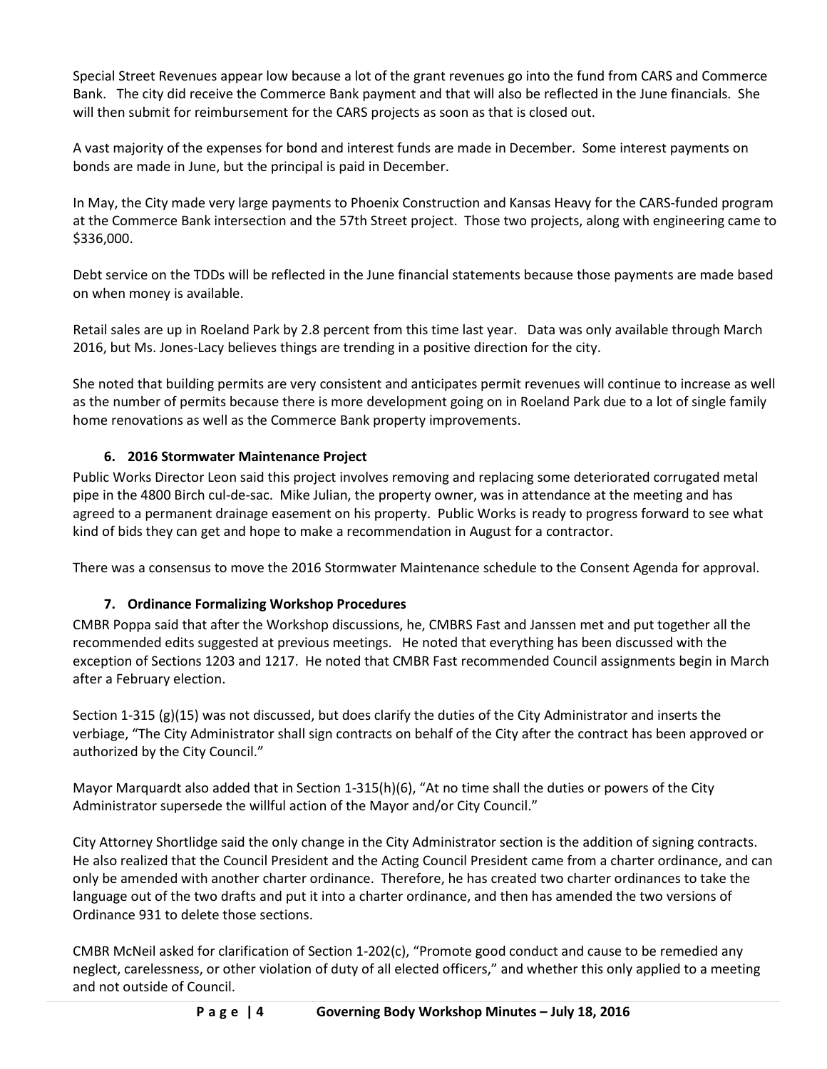Special Street Revenues appear low because a lot of the grant revenues go into the fund from CARS and Commerce Bank. The city did receive the Commerce Bank payment and that will also be reflected in the June financials. She will then submit for reimbursement for the CARS projects as soon as that is closed out.

A vast majority of the expenses for bond and interest funds are made in December. Some interest payments on bonds are made in June, but the principal is paid in December.

In May, the City made very large payments to Phoenix Construction and Kansas Heavy for the CARS-funded program at the Commerce Bank intersection and the 57th Street project. Those two projects, along with engineering came to $336,000.

Debt service on the TDDs will be reflected in the June financial statements because those payments are made based on when money is available.

Retail sales are up in Roeland Park by 2.8 percent from this time last year. Data was only available through March 2016, but Ms. Jones-Lacy believes things are trending in a positive direction for the city.

She noted that building permits are very consistent and anticipates permit revenues will continue to increase as well as the number of permits because there is more development going on in Roeland Park due to a lot of single family home renovations as well as the Commerce Bank property improvements.

### 6. 2016 Stormwater Maintenance Project

Public Works Director Leon said this project involves removing and replacing some deteriorated corrugated metal pipe in the 4800 Birch cul-de-sac. Mike Julian, the property owner, was in attendance at the meeting and has agreed to a permanent drainage easement on his property. Public Works is ready to progress forward to see what kind of bids they can get and hope to make a recommendation in August for a contractor.

There was a consensus to move the 2016 Stormwater Maintenance schedule to the Consent Agenda for approval.

### 7. Ordinance Formalizing Workshop Procedures

CMBR Poppa said that after the Workshop discussions, he, CMBRS Fast and Janssen met and put together all the recommended edits suggested at previous meetings. He noted that everything has been discussed with the exception of Sections 1203 and 1217. He noted that CMBR Fast recommended Council assignments begin in March after a February election.

Section 1-315 (g)(15) was not discussed, but does clarify the duties of the City Administrator and inserts the verbiage, "The City Administrator shall sign contracts on behalf of the City after the contract has been approved or authorized by the City Council."

Mayor Marquardt also added that in Section 1-315(h)(6), "At no time shall the duties or powers of the City Administrator supersede the willful action of the Mayor and/or City Council."

City Attorney Shortlidge said the only change in the City Administrator section is the addition of signing contracts. He also realized that the Council President and the Acting Council President came from a charter ordinance, and can only be amended with another charter ordinance. Therefore, he has created two charter ordinances to take the language out of the two drafts and put it into a charter ordinance, and then has amended the two versions of Ordinance 931 to delete those sections.

CMBR McNeil asked for clarification of Section 1-202(c), "Promote good conduct and cause to be remedied any neglect, carelessness, or other violation of duty of all elected officers," and whether this only applied to a meeting and not outside of Council.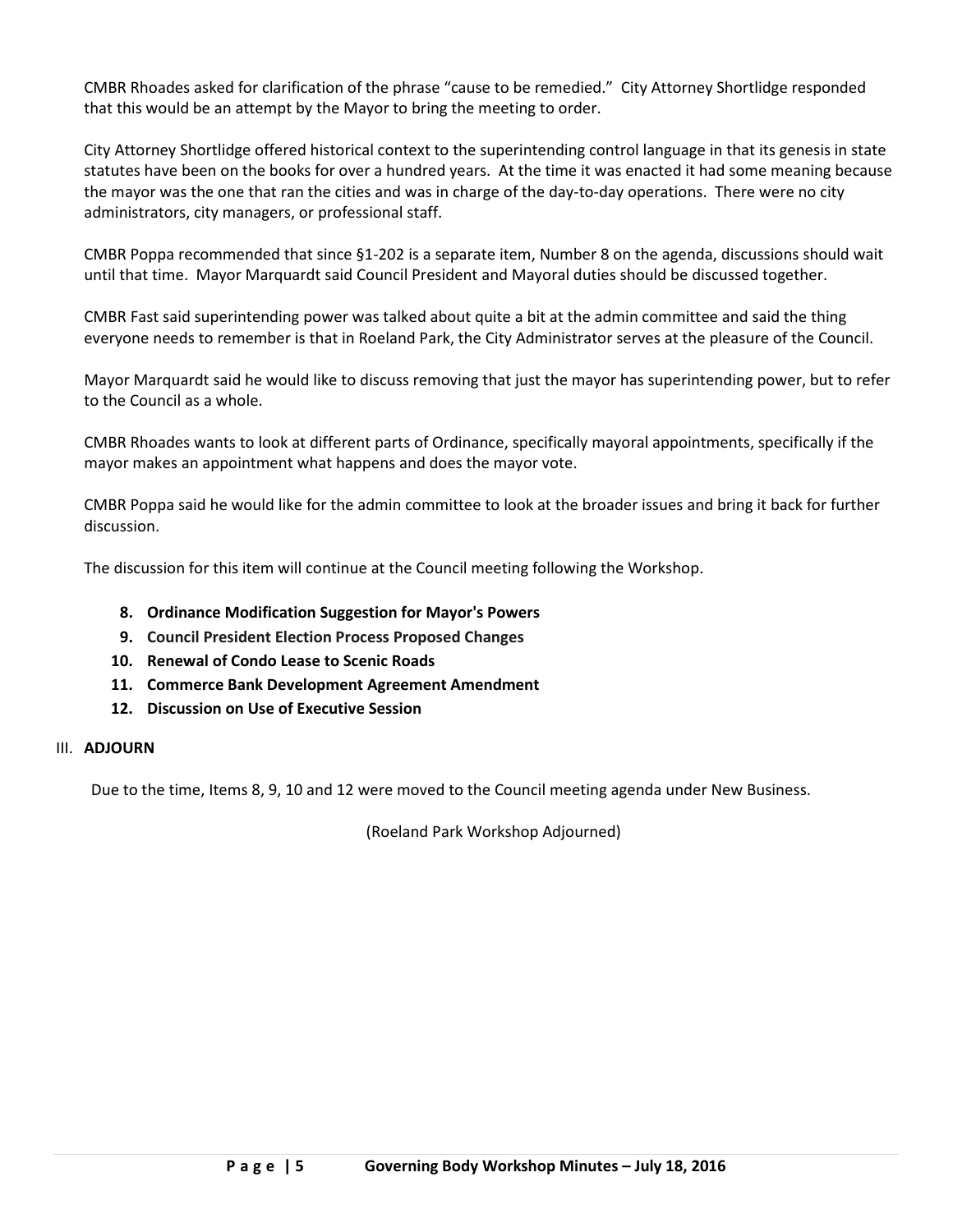CMBR Rhoades asked for clarification of the phrase "cause to be remedied." City Attorney Shortlidge responded that this would be an attempt by the Mayor to bring the meeting to order.

City Attorney Shortlidge offered historical context to the superintending control language in that its genesis in state statutes have been on the books for over a hundred years. At the time it was enacted it had some meaning because the mayor was the one that ran the cities and was in charge of the day-to-day operations. There were no city administrators, city managers, or professional staff.

CMBR Poppa recommended that since §1-202 is a separate item, Number 8 on the agenda, discussions should wait until that time. Mayor Marquardt said Council President and Mayoral duties should be discussed together.

CMBR Fast said superintending power was talked about quite a bit at the admin committee and said the thing everyone needs to remember is that in Roeland Park, the City Administrator serves at the pleasure of the Council.

Mayor Marquardt said he would like to discuss removing that just the mayor has superintending power, but to refer to the Council as a whole.

CMBR Rhoades wants to look at different parts of Ordinance, specifically mayoral appointments, specifically if the mayor makes an appointment what happens and does the mayor vote.

CMBR Poppa said he would like for the admin committee to look at the broader issues and bring it back for further discussion.

The discussion for this item will continue at the Council meeting following the Workshop.

8. **Ordinance Modification Suggestion for Mayor's Powers**
9. **Council President Election Process Proposed Changes**
10. **Renewal of Condo Lease to Scenic Roads**
11. **Commerce Bank Development Agreement Amendment**
12. **Discussion on Use of Executive Session**

## III. ADJOURN

Due to the time, Items 8, 9, 10 and 12 were moved to the Council meeting agenda under New Business.

(Roeland Park Workshop Adjourned)